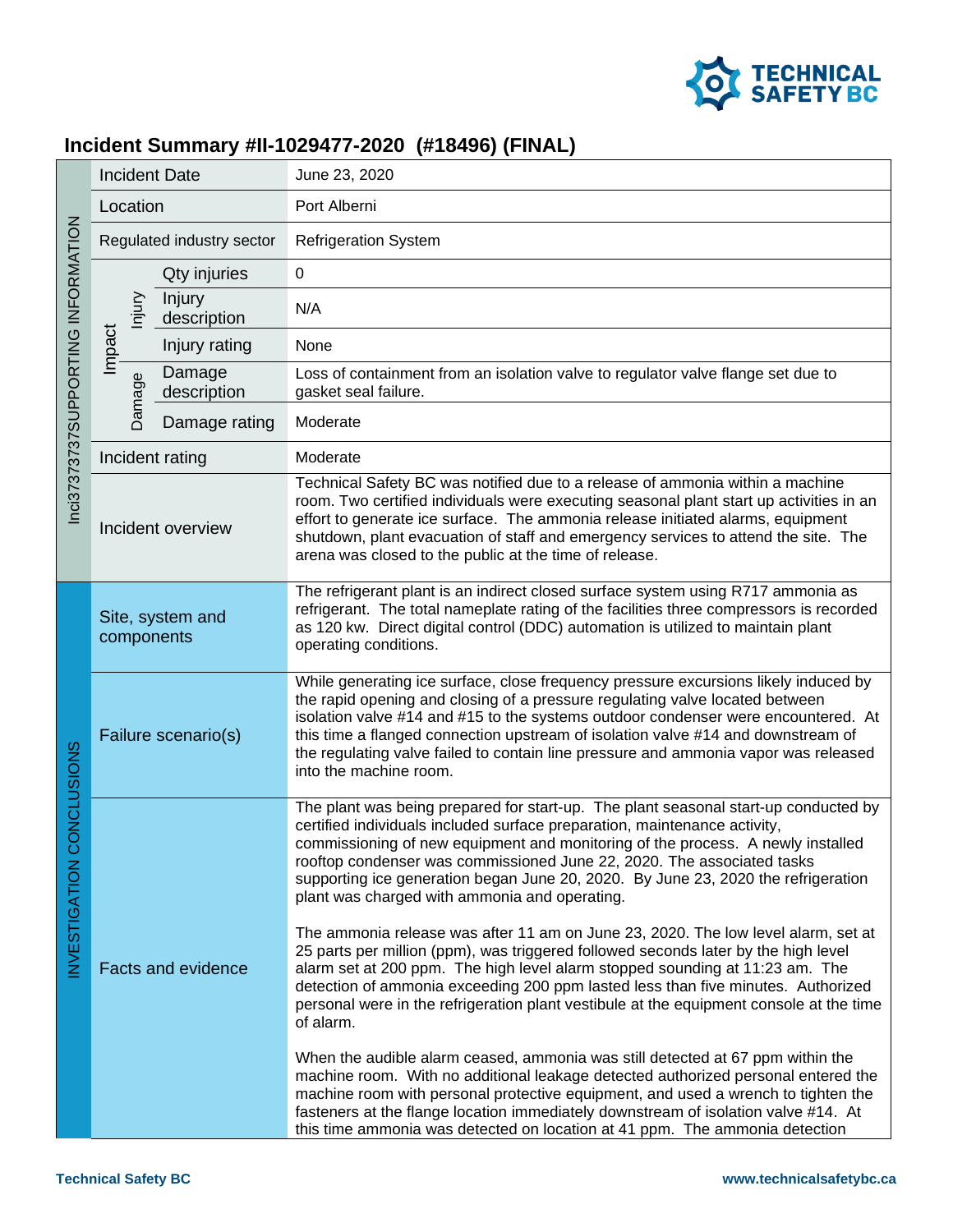# Incident Summary #II-1029477-2020 (#18496) (FINAL)

| Inci3737373737SUPPORTING INFORMATION | | | |
|---|---|---|---|
| Incident Date | | | June 23, 2020 |
| Location | | | Port Alberni |
| Regulated industry sector | | | Refrigeration System |
| Impact | Injury | Qty injuries | 0 |
| | | Injury description | N/A |
| | | Injury rating | None |
| | Damage | Damage description | Loss of containment from an isolation valve to regulator valve flange set due to gasket seal failure. |
| | | Damage rating | Moderate |
| Incident rating | | | Moderate |
| Incident overview | | | Technical Safety BC was notified due to a release of ammonia within a machine room. Two certified individuals were executing seasonal plant start up activities in an effort to generate ice surface. The ammonia release initiated alarms, equipment shutdown, plant evacuation of staff and emergency services to attend the site. The arena was closed to the public at the time of release. |

| INVESTIGATION CONCLUSIONS | |
|---|---|
| Site, system and components | The refrigerant plant is an indirect closed surface system using R717 ammonia as refrigerant. The total nameplate rating of the facilities three compressors is recorded as 120 kw. Direct digital control (DDC) automation is utilized to maintain plant operating conditions. |
| Failure scenario(s) | While generating ice surface, close frequency pressure excursions likely induced by the rapid opening and closing of a pressure regulating valve located between isolation valve #14 and #15 to the systems outdoor condenser were encountered. At this time a flanged connection upstream of isolation valve #14 and downstream of the regulating valve failed to contain line pressure and ammonia vapor was released into the machine room. |
| Facts and evidence | The plant was being prepared for start-up. The plant seasonal start-up conducted by certified individuals included surface preparation, maintenance activity, commissioning of new equipment and monitoring of the process. A newly installed rooftop condenser was commissioned June 22, 2020. The associated tasks supporting ice generation began June 20, 2020. By June 23, 2020 the refrigeration plant was charged with ammonia and operating.<br><br>The ammonia release was after 11 am on June 23, 2020. The low level alarm, set at 25 parts per million (ppm), was triggered followed seconds later by the high level alarm set at 200 ppm. The high level alarm stopped sounding at 11:23 am. The detection of ammonia exceeding 200 ppm lasted less than five minutes. Authorized personal were in the refrigeration plant vestibule at the equipment console at the time of alarm.<br><br>When the audible alarm ceased, ammonia was still detected at 67 ppm within the machine room. With no additional leakage detected authorized personal entered the machine room with personal protective equipment, and used a wrench to tighten the fasteners at the flange location immediately downstream of isolation valve #14. At this time ammonia was detected on location at 41 ppm. The ammonia detection |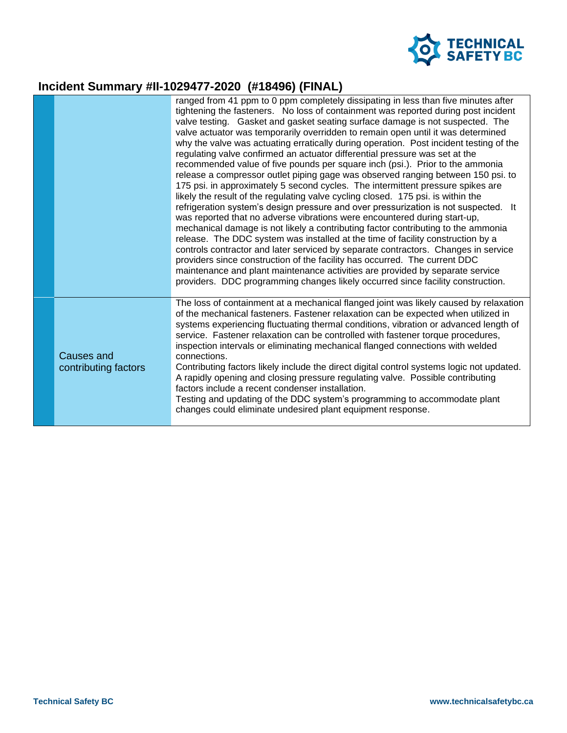## Incident Summary #II-1029477-2020 (#18496) (FINAL)

| | |
|---|---|
| | ranged from 41 ppm to 0 ppm completely dissipating in less than five minutes after tightening the fasteners. No loss of containment was reported during post incident valve testing. Gasket and gasket seating surface damage is not suspected. The valve actuator was temporarily overridden to remain open until it was determined why the valve was actuating erratically during operation. Post incident testing of the regulating valve confirmed an actuator differential pressure was set at the recommended value of five pounds per square inch (psi.). Prior to the ammonia release a compressor outlet piping gage was observed ranging between 150 psi. to 175 psi. in approximately 5 second cycles. The intermittent pressure spikes are likely the result of the regulating valve cycling closed. 175 psi. is within the refrigeration system's design pressure and over pressurization is not suspected. It was reported that no adverse vibrations were encountered during start-up, mechanical damage is not likely a contributing factor contributing to the ammonia release. The DDC system was installed at the time of facility construction by a controls contractor and later serviced by separate contractors. Changes in service providers since construction of the facility has occurred. The current DDC maintenance and plant maintenance activities are provided by separate service providers. DDC programming changes likely occurred since facility construction. |
| Causes and contributing factors | The loss of containment at a mechanical flanged joint was likely caused by relaxation of the mechanical fasteners. Fastener relaxation can be expected when utilized in systems experiencing fluctuating thermal conditions, vibration or advanced length of service. Fastener relaxation can be controlled with fastener torque procedures, inspection intervals or eliminating mechanical flanged connections with welded connections.<br>Contributing factors likely include the direct digital control systems logic not updated. A rapidly opening and closing pressure regulating valve. Possible contributing factors include a recent condenser installation.<br>Testing and updating of the DDC system's programming to accommodate plant changes could eliminate undesired plant equipment response. |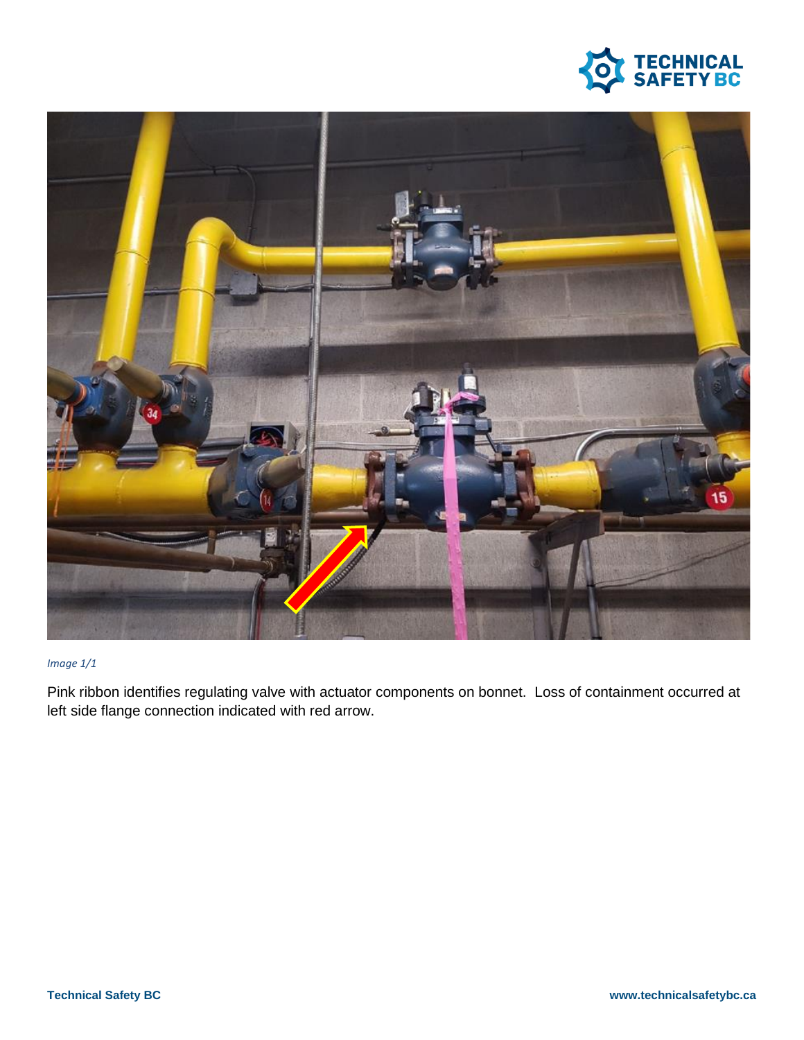*Image 1/1*

Pink ribbon identifies regulating valve with actuator components on bonnet. Loss of containment occurred at left side flange connection indicated with red arrow.